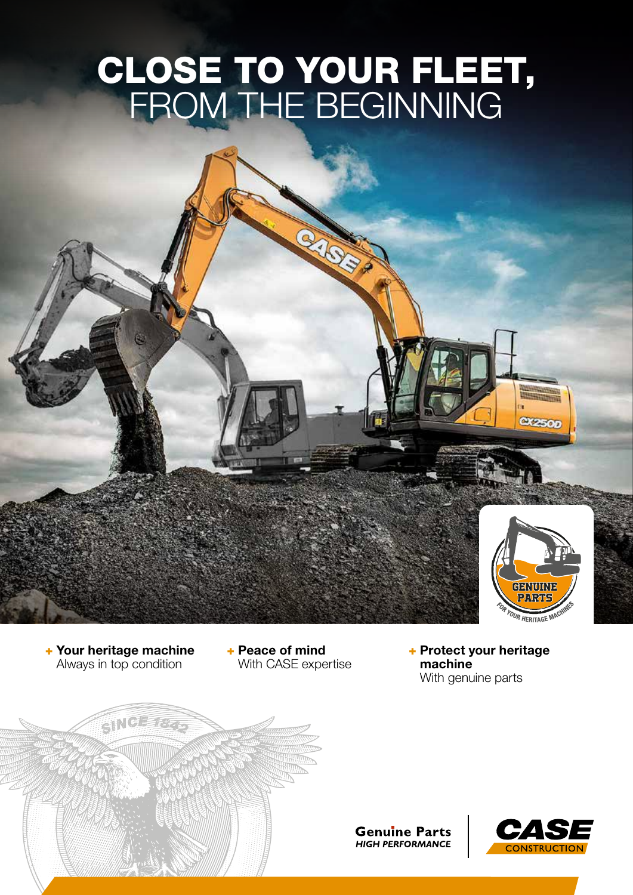# CLOSE TO YOUR FLEET, FROM THE BEGINNING

+ **Your heritage machine**
  Always in top condition

+ **Peace of mind**
  With CASE expertise

+ **Protect your heritage machine**
  With genuine parts

**Genuine Parts**
*HIGH PERFORMANCE*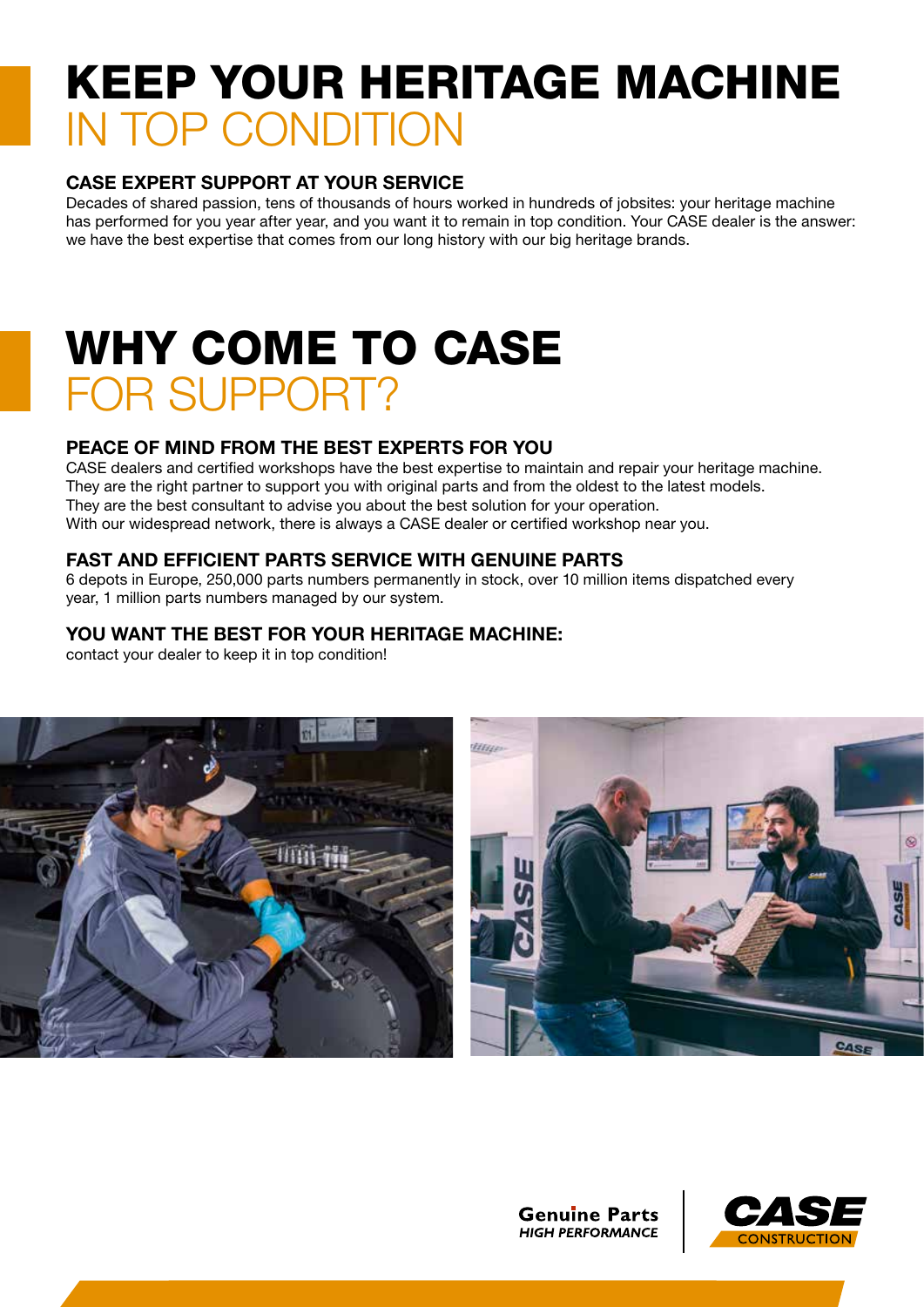# KEEP YOUR HERITAGE MACHINE IN TOP CONDITION

### CASE EXPERT SUPPORT AT YOUR SERVICE

Decades of shared passion, tens of thousands of hours worked in hundreds of jobsites: your heritage machine has performed for you year after year, and you want it to remain in top condition. Your CASE dealer is the answer: we have the best expertise that comes from our long history with our big heritage brands.

# WHY COME TO CASE FOR SUPPORT?

### PEACE OF MIND FROM THE BEST EXPERTS FOR YOU

CASE dealers and certified workshops have the best expertise to maintain and repair your heritage machine.
They are the right partner to support you with original parts and from the oldest to the latest models.
They are the best consultant to advise you about the best solution for your operation.
With our widespread network, there is always a CASE dealer or certified workshop near you.

### FAST AND EFFICIENT PARTS SERVICE WITH GENUINE PARTS

6 depots in Europe, 250,000 parts numbers permanently in stock, over 10 million items dispatched every year, 1 million parts numbers managed by our system.

### YOU WANT THE BEST FOR YOUR HERITAGE MACHINE:

contact your dealer to keep it in top condition!

**Genuine Parts**
*HIGH PERFORMANCE*

CASE CONSTRUCTION